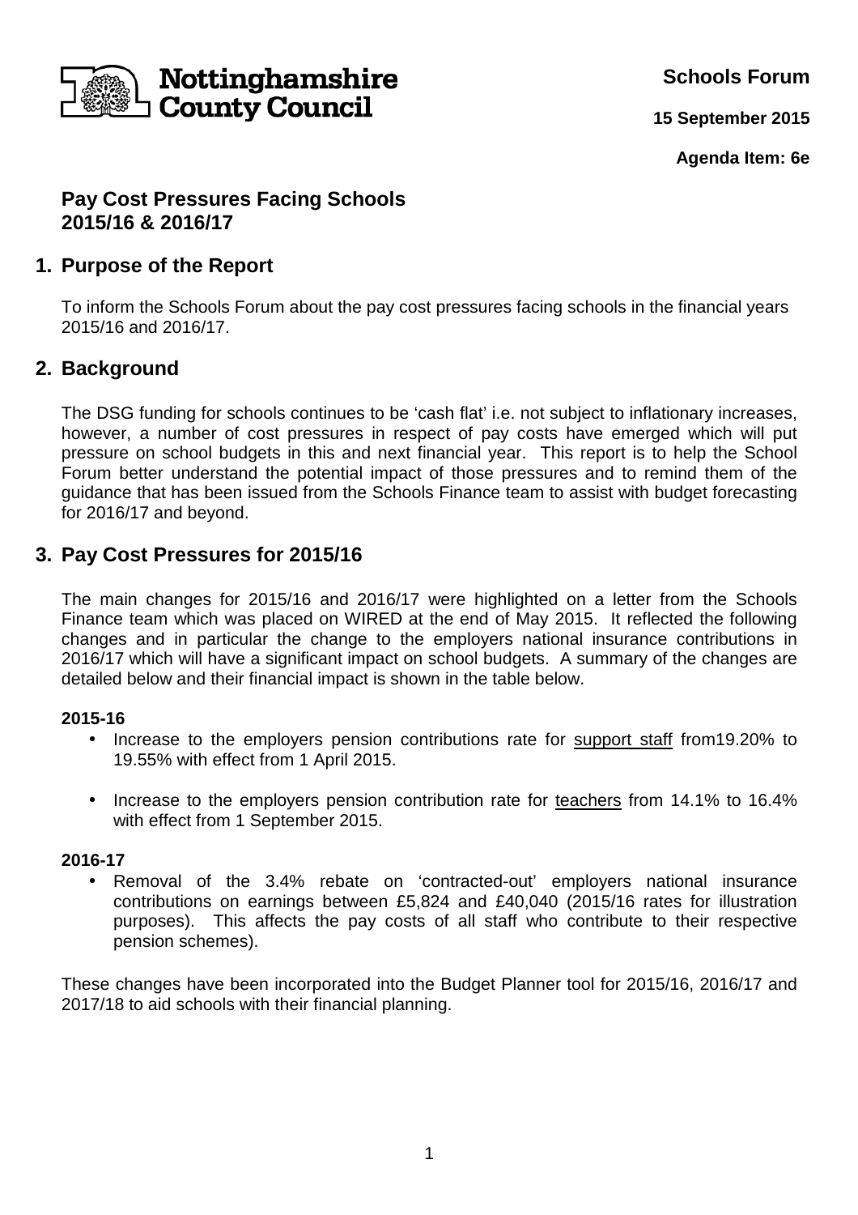Nottinghamshire County Council

**Schools Forum**

**15 September 2015**

**Agenda Item: 6e**

# Pay Cost Pressures Facing Schools 2015/16 & 2016/17

## 1. Purpose of the Report

To inform the Schools Forum about the pay cost pressures facing schools in the financial years 2015/16 and 2016/17.

## 2. Background

The DSG funding for schools continues to be 'cash flat' i.e. not subject to inflationary increases, however, a number of cost pressures in respect of pay costs have emerged which will put pressure on school budgets in this and next financial year. This report is to help the School Forum better understand the potential impact of those pressures and to remind them of the guidance that has been issued from the Schools Finance team to assist with budget forecasting for 2016/17 and beyond.

## 3. Pay Cost Pressures for 2015/16

The main changes for 2015/16 and 2016/17 were highlighted on a letter from the Schools Finance team which was placed on WIRED at the end of May 2015. It reflected the following changes and in particular the change to the employers national insurance contributions in 2016/17 which will have a significant impact on school budgets. A summary of the changes are detailed below and their financial impact is shown in the table below.

**2015-16**

- Increase to the employers pension contributions rate for support staff from19.20% to 19.55% with effect from 1 April 2015.
- Increase to the employers pension contribution rate for teachers from 14.1% to 16.4% with effect from 1 September 2015.

**2016-17**

- Removal of the 3.4% rebate on 'contracted-out' employers national insurance contributions on earnings between £5,824 and £40,040 (2015/16 rates for illustration purposes). This affects the pay costs of all staff who contribute to their respective pension schemes).

These changes have been incorporated into the Budget Planner tool for 2015/16, 2016/17 and 2017/18 to aid schools with their financial planning.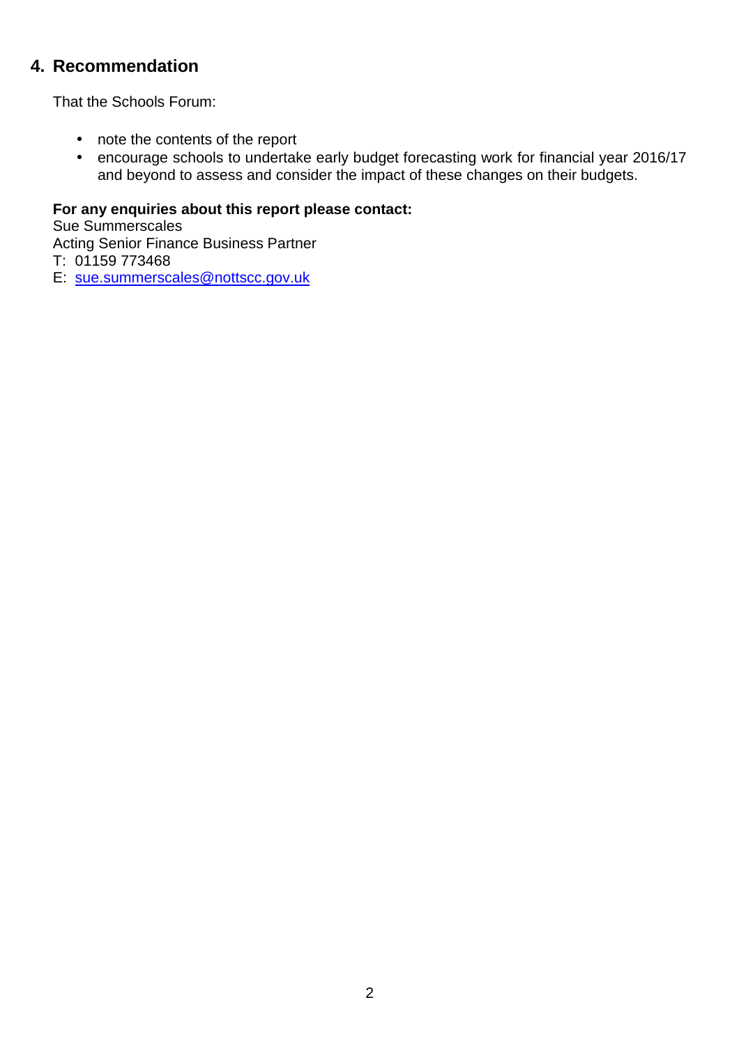## 4. Recommendation

That the Schools Forum:

- note the contents of the report
- encourage schools to undertake early budget forecasting work for financial year 2016/17 and beyond to assess and consider the impact of these changes on their budgets.

**For any enquiries about this report please contact:**
Sue Summerscales
Acting Senior Finance Business Partner
T: 01159 773468
E: sue.summerscales@nottscc.gov.uk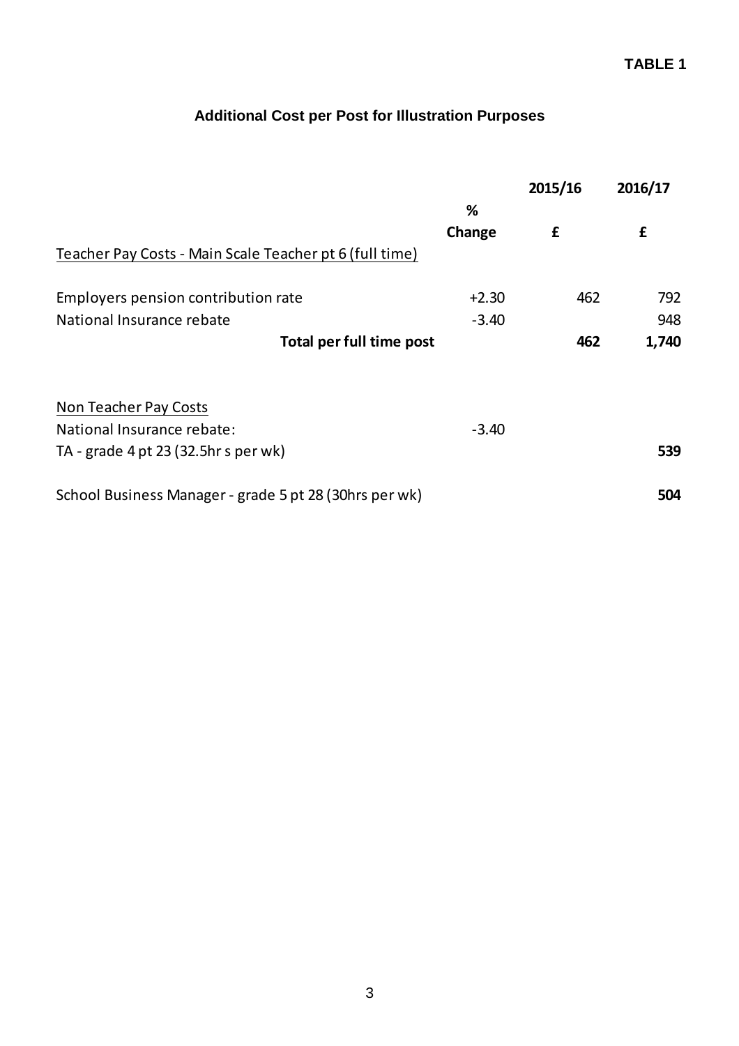**TABLE 1**

## Additional Cost per Post for Illustration Purposes

| | % Change | 2015/16 £ | 2016/17 £ |
|---|---|---|---|
| Teacher Pay Costs - Main Scale Teacher pt 6 (full time) | | | |
| Employers pension contribution rate | +2.30 | 462 | 792 |
| National Insurance rebate | -3.40 | | 948 |
| **Total per full time post** | | **462** | **1,740** |
| Non Teacher Pay Costs | | | |
| National Insurance rebate: | -3.40 | | |
| TA - grade 4 pt 23 (32.5hr s per wk) | | | **539** |
| School Business Manager - grade 5 pt 28 (30hrs per wk) | | | **504** |